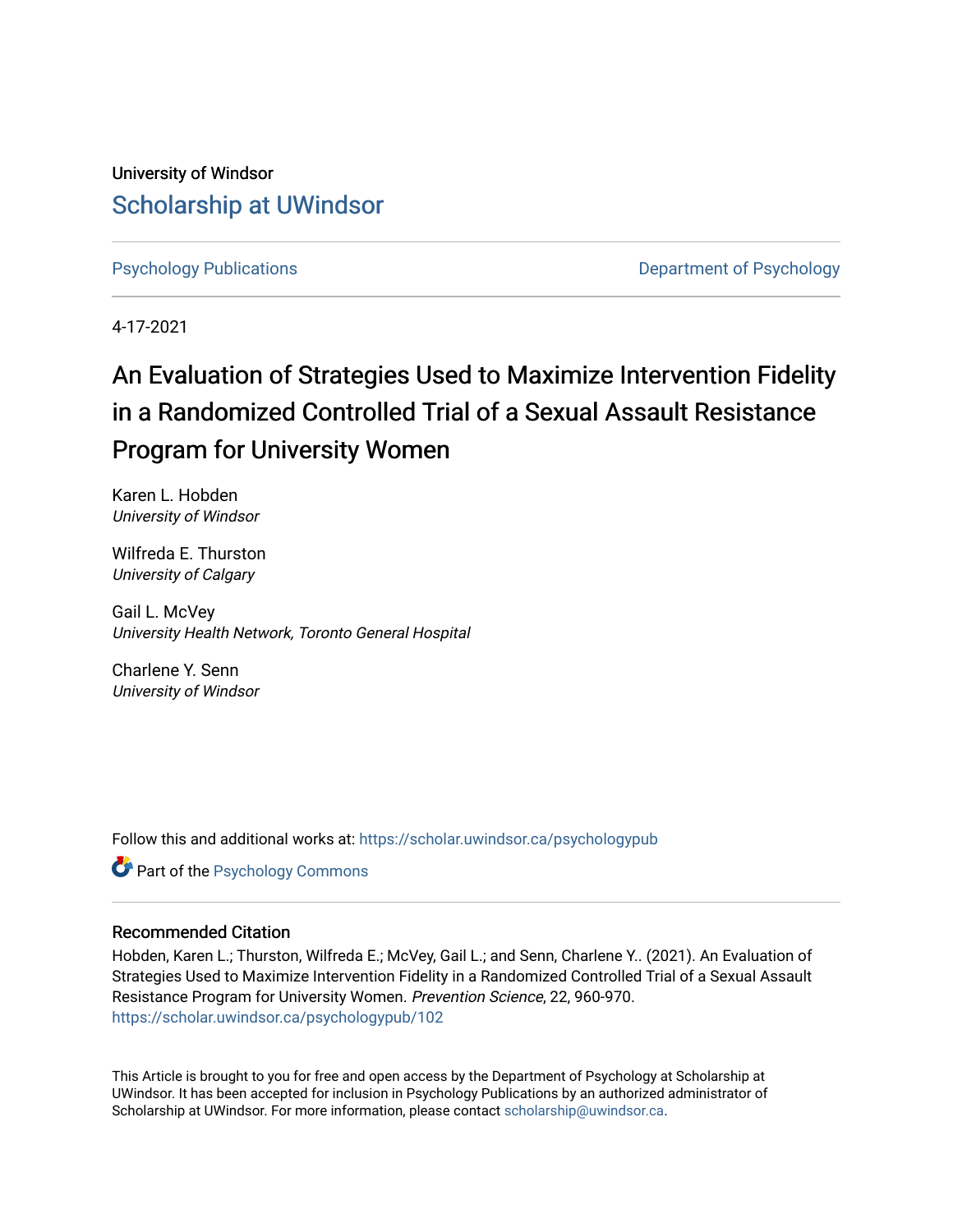University of Windsor

# Scholarship at UWindsor

Psychology Publications

Department of Psychology

4-17-2021

# An Evaluation of Strategies Used to Maximize Intervention Fidelity in a Randomized Controlled Trial of a Sexual Assault Resistance Program for University Women

Karen L. Hobden
*University of Windsor*

Wilfreda E. Thurston
*University of Calgary*

Gail L. McVey
*University Health Network, Toronto General Hospital*

Charlene Y. Senn
*University of Windsor*

Follow this and additional works at: https://scholar.uwindsor.ca/psychologypub

Part of the Psychology Commons

## Recommended Citation

Hobden, Karen L.; Thurston, Wilfreda E.; McVey, Gail L.; and Senn, Charlene Y.. (2021). An Evaluation of Strategies Used to Maximize Intervention Fidelity in a Randomized Controlled Trial of a Sexual Assault Resistance Program for University Women. *Prevention Science*, 22, 960-970.
https://scholar.uwindsor.ca/psychologypub/102

This Article is brought to you for free and open access by the Department of Psychology at Scholarship at UWindsor. It has been accepted for inclusion in Psychology Publications by an authorized administrator of Scholarship at UWindsor. For more information, please contact scholarship@uwindsor.ca.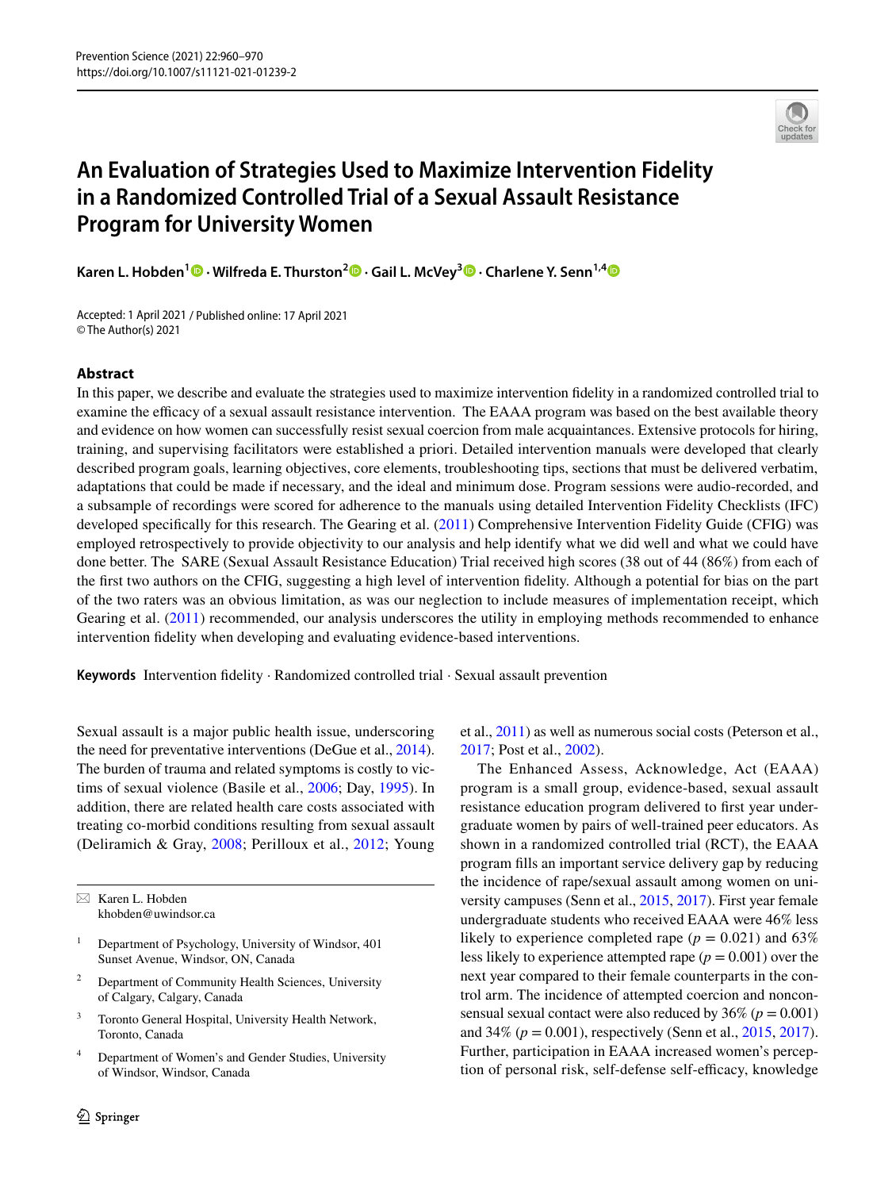# An Evaluation of Strategies Used to Maximize Intervention Fidelity in a Randomized Controlled Trial of a Sexual Assault Resistance Program for University Women

**Karen L. Hobden[1] · Wilfreda E. Thurston[2] · Gail L. McVey[3] · Charlene Y. Senn[1,4]**

Accepted: 1 April 2021 / Published online: 17 April 2021
© The Author(s) 2021

## Abstract

In this paper, we describe and evaluate the strategies used to maximize intervention fidelity in a randomized controlled trial to examine the efficacy of a sexual assault resistance intervention. The EAAA program was based on the best available theory and evidence on how women can successfully resist sexual coercion from male acquaintances. Extensive protocols for hiring, training, and supervising facilitators were established a priori. Detailed intervention manuals were developed that clearly described program goals, learning objectives, core elements, troubleshooting tips, sections that must be delivered verbatim, adaptations that could be made if necessary, and the ideal and minimum dose. Program sessions were audio-recorded, and a subsample of recordings were scored for adherence to the manuals using detailed Intervention Fidelity Checklists (IFC) developed specifically for this research. The Gearing et al. (2011) Comprehensive Intervention Fidelity Guide (CFIG) was employed retrospectively to provide objectivity to our analysis and help identify what we did well and what we could have done better. The SARE (Sexual Assault Resistance Education) Trial received high scores (38 out of 44 (86%) from each of the first two authors on the CFIG, suggesting a high level of intervention fidelity. Although a potential for bias on the part of the two raters was an obvious limitation, as was our neglection to include measures of implementation receipt, which Gearing et al. (2011) recommended, our analysis underscores the utility in employing methods recommended to enhance intervention fidelity when developing and evaluating evidence-based interventions.

**Keywords** Intervention fidelity · Randomized controlled trial · Sexual assault prevention

Sexual assault is a major public health issue, underscoring the need for preventative interventions (DeGue et al., 2014). The burden of trauma and related symptoms is costly to victims of sexual violence (Basile et al., 2006; Day, 1995). In addition, there are related health care costs associated with treating co-morbid conditions resulting from sexual assault (Deliramich & Gray, 2008; Perilloux et al., 2012; Young et al., 2011) as well as numerous social costs (Peterson et al., 2017; Post et al., 2002).

The Enhanced Assess, Acknowledge, Act (EAAA) program is a small group, evidence-based, sexual assault resistance education program delivered to first year undergraduate women by pairs of well-trained peer educators. As shown in a randomized controlled trial (RCT), the EAAA program fills an important service delivery gap by reducing the incidence of rape/sexual assault among women on university campuses (Senn et al., 2015, 2017). First year female undergraduate students who received EAAA were 46% less likely to experience completed rape ($p = 0.021$) and 63% less likely to experience attempted rape ($p = 0.001$) over the next year compared to their female counterparts in the control arm. The incidence of attempted coercion and nonconsensual sexual contact were also reduced by 36% ($p = 0.001$) and 34% ($p = 0.001$), respectively (Senn et al., 2015, 2017). Further, participation in EAAA increased women's perception of personal risk, self-defense self-efficacy, knowledge

---

✉ Karen L. Hobden
khobden@uwindsor.ca

1 Department of Psychology, University of Windsor, 401 Sunset Avenue, Windsor, ON, Canada

2 Department of Community Health Sciences, University of Calgary, Calgary, Canada

3 Toronto General Hospital, University Health Network, Toronto, Canada

4 Department of Women's and Gender Studies, University of Windsor, Windsor, Canada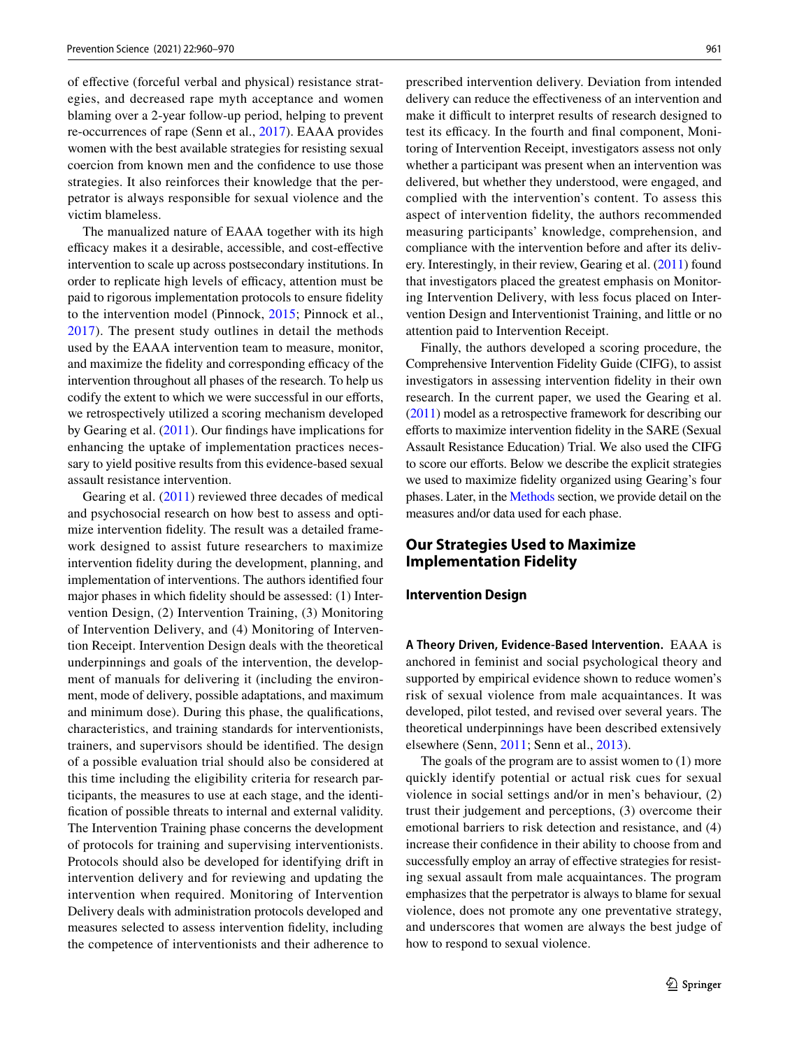of effective (forceful verbal and physical) resistance strategies, and decreased rape myth acceptance and women blaming over a 2-year follow-up period, helping to prevent re-occurrences of rape (Senn et al., 2017). EAAA provides women with the best available strategies for resisting sexual coercion from known men and the confidence to use those strategies. It also reinforces their knowledge that the perpetrator is always responsible for sexual violence and the victim blameless.

The manualized nature of EAAA together with its high efficacy makes it a desirable, accessible, and cost-effective intervention to scale up across postsecondary institutions. In order to replicate high levels of efficacy, attention must be paid to rigorous implementation protocols to ensure fidelity to the intervention model (Pinnock, 2015; Pinnock et al., 2017). The present study outlines in detail the methods used by the EAAA intervention team to measure, monitor, and maximize the fidelity and corresponding efficacy of the intervention throughout all phases of the research. To help us codify the extent to which we were successful in our efforts, we retrospectively utilized a scoring mechanism developed by Gearing et al. (2011). Our findings have implications for enhancing the uptake of implementation practices necessary to yield positive results from this evidence-based sexual assault resistance intervention.

Gearing et al. (2011) reviewed three decades of medical and psychosocial research on how best to assess and optimize intervention fidelity. The result was a detailed framework designed to assist future researchers to maximize intervention fidelity during the development, planning, and implementation of interventions. The authors identified four major phases in which fidelity should be assessed: (1) Intervention Design, (2) Intervention Training, (3) Monitoring of Intervention Delivery, and (4) Monitoring of Intervention Receipt. Intervention Design deals with the theoretical underpinnings and goals of the intervention, the development of manuals for delivering it (including the environment, mode of delivery, possible adaptations, and maximum and minimum dose). During this phase, the qualifications, characteristics, and training standards for interventionists, trainers, and supervisors should be identified. The design of a possible evaluation trial should also be considered at this time including the eligibility criteria for research participants, the measures to use at each stage, and the identification of possible threats to internal and external validity. The Intervention Training phase concerns the development of protocols for training and supervising interventionists. Protocols should also be developed for identifying drift in intervention delivery and for reviewing and updating the intervention when required. Monitoring of Intervention Delivery deals with administration protocols developed and measures selected to assess intervention fidelity, including the competence of interventionists and their adherence to prescribed intervention delivery. Deviation from intended delivery can reduce the effectiveness of an intervention and make it difficult to interpret results of research designed to test its efficacy. In the fourth and final component, Monitoring of Intervention Receipt, investigators assess not only whether a participant was present when an intervention was delivered, but whether they understood, were engaged, and complied with the intervention's content. To assess this aspect of intervention fidelity, the authors recommended measuring participants' knowledge, comprehension, and compliance with the intervention before and after its delivery. Interestingly, in their review, Gearing et al. (2011) found that investigators placed the greatest emphasis on Monitoring Intervention Delivery, with less focus placed on Intervention Design and Interventionist Training, and little or no attention paid to Intervention Receipt.

Finally, the authors developed a scoring procedure, the Comprehensive Intervention Fidelity Guide (CIFG), to assist investigators in assessing intervention fidelity in their own research. In the current paper, we used the Gearing et al. (2011) model as a retrospective framework for describing our efforts to maximize intervention fidelity in the SARE (Sexual Assault Resistance Education) Trial. We also used the CIFG to score our efforts. Below we describe the explicit strategies we used to maximize fidelity organized using Gearing's four phases. Later, in the Methods section, we provide detail on the measures and/or data used for each phase.

## Our Strategies Used to Maximize Implementation Fidelity

### Intervention Design

**A Theory Driven, Evidence-Based Intervention.** EAAA is anchored in feminist and social psychological theory and supported by empirical evidence shown to reduce women's risk of sexual violence from male acquaintances. It was developed, pilot tested, and revised over several years. The theoretical underpinnings have been described extensively elsewhere (Senn, 2011; Senn et al., 2013).

The goals of the program are to assist women to (1) more quickly identify potential or actual risk cues for sexual violence in social settings and/or in men's behaviour, (2) trust their judgement and perceptions, (3) overcome their emotional barriers to risk detection and resistance, and (4) increase their confidence in their ability to choose from and successfully employ an array of effective strategies for resisting sexual assault from male acquaintances. The program emphasizes that the perpetrator is always to blame for sexual violence, does not promote any one preventative strategy, and underscores that women are always the best judge of how to respond to sexual violence.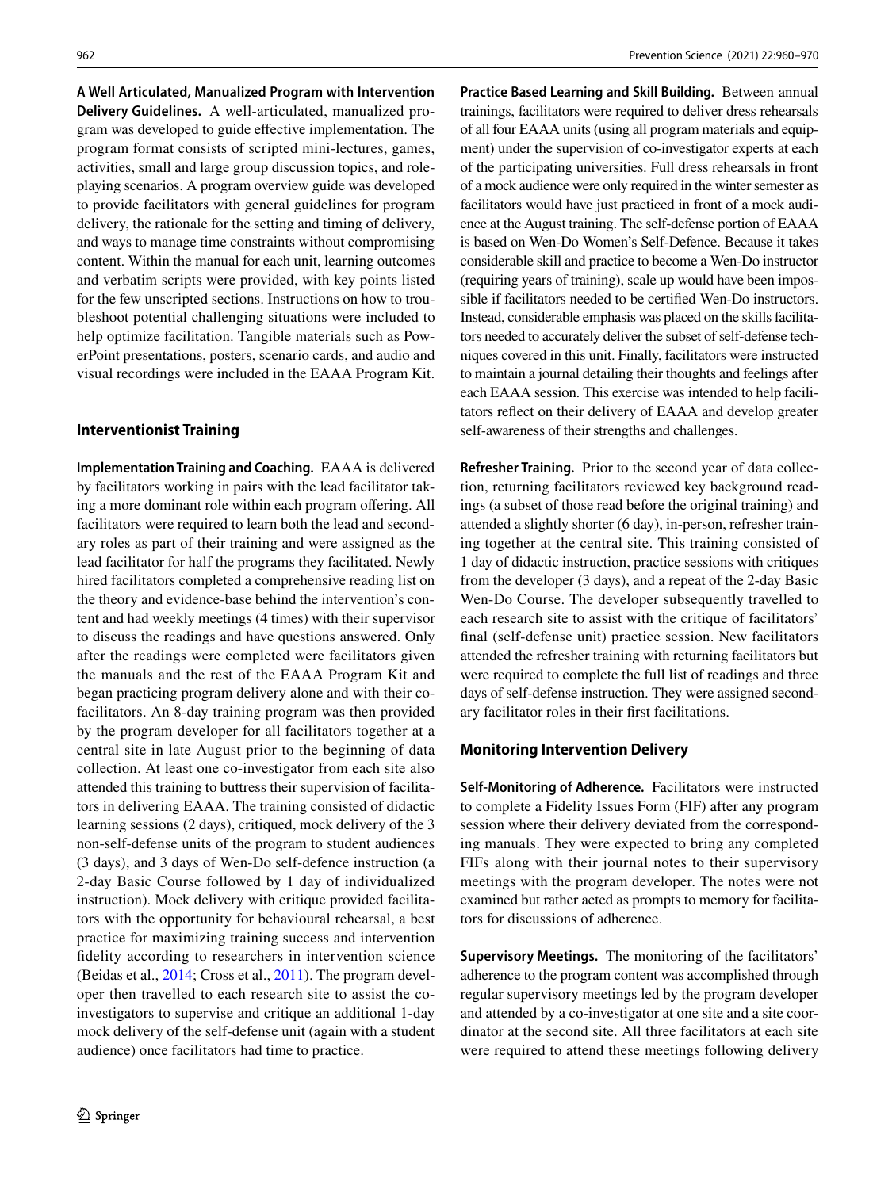**A Well Articulated, Manualized Program with Intervention Delivery Guidelines.** A well-articulated, manualized program was developed to guide effective implementation. The program format consists of scripted mini-lectures, games, activities, small and large group discussion topics, and role-playing scenarios. A program overview guide was developed to provide facilitators with general guidelines for program delivery, the rationale for the setting and timing of delivery, and ways to manage time constraints without compromising content. Within the manual for each unit, learning outcomes and verbatim scripts were provided, with key points listed for the few unscripted sections. Instructions on how to troubleshoot potential challenging situations were included to help optimize facilitation. Tangible materials such as PowerPoint presentations, posters, scenario cards, and audio and visual recordings were included in the EAAA Program Kit.

### Interventionist Training

**Implementation Training and Coaching.** EAAA is delivered by facilitators working in pairs with the lead facilitator taking a more dominant role within each program offering. All facilitators were required to learn both the lead and secondary roles as part of their training and were assigned as the lead facilitator for half the programs they facilitated. Newly hired facilitators completed a comprehensive reading list on the theory and evidence-base behind the intervention's content and had weekly meetings (4 times) with their supervisor to discuss the readings and have questions answered. Only after the readings were completed were facilitators given the manuals and the rest of the EAAA Program Kit and began practicing program delivery alone and with their co-facilitators. An 8-day training program was then provided by the program developer for all facilitators together at a central site in late August prior to the beginning of data collection. At least one co-investigator from each site also attended this training to buttress their supervision of facilitators in delivering EAAA. The training consisted of didactic learning sessions (2 days), critiqued, mock delivery of the 3 non-self-defense units of the program to student audiences (3 days), and 3 days of Wen-Do self-defence instruction (a 2-day Basic Course followed by 1 day of individualized instruction). Mock delivery with critique provided facilitators with the opportunity for behavioural rehearsal, a best practice for maximizing training success and intervention fidelity according to researchers in intervention science (Beidas et al., 2014; Cross et al., 2011). The program developer then travelled to each research site to assist the co-investigators to supervise and critique an additional 1-day mock delivery of the self-defense unit (again with a student audience) once facilitators had time to practice.

**Practice Based Learning and Skill Building.** Between annual trainings, facilitators were required to deliver dress rehearsals of all four EAAA units (using all program materials and equipment) under the supervision of co-investigator experts at each of the participating universities. Full dress rehearsals in front of a mock audience were only required in the winter semester as facilitators would have just practiced in front of a mock audience at the August training. The self-defense portion of EAAA is based on Wen-Do Women's Self-Defence. Because it takes considerable skill and practice to become a Wen-Do instructor (requiring years of training), scale up would have been impossible if facilitators needed to be certified Wen-Do instructors. Instead, considerable emphasis was placed on the skills facilitators needed to accurately deliver the subset of self-defense techniques covered in this unit. Finally, facilitators were instructed to maintain a journal detailing their thoughts and feelings after each EAAA session. This exercise was intended to help facilitators reflect on their delivery of EAAA and develop greater self-awareness of their strengths and challenges.

**Refresher Training.** Prior to the second year of data collection, returning facilitators reviewed key background readings (a subset of those read before the original training) and attended a slightly shorter (6 day), in-person, refresher training together at the central site. This training consisted of 1 day of didactic instruction, practice sessions with critiques from the developer (3 days), and a repeat of the 2-day Basic Wen-Do Course. The developer subsequently travelled to each research site to assist with the critique of facilitators' final (self-defense unit) practice session. New facilitators attended the refresher training with returning facilitators but were required to complete the full list of readings and three days of self-defense instruction. They were assigned secondary facilitator roles in their first facilitations.

### Monitoring Intervention Delivery

**Self-Monitoring of Adherence.** Facilitators were instructed to complete a Fidelity Issues Form (FIF) after any program session where their delivery deviated from the corresponding manuals. They were expected to bring any completed FIFs along with their journal notes to their supervisory meetings with the program developer. The notes were not examined but rather acted as prompts to memory for facilitators for discussions of adherence.

**Supervisory Meetings.** The monitoring of the facilitators' adherence to the program content was accomplished through regular supervisory meetings led by the program developer and attended by a co-investigator at one site and a site coordinator at the second site. All three facilitators at each site were required to attend these meetings following delivery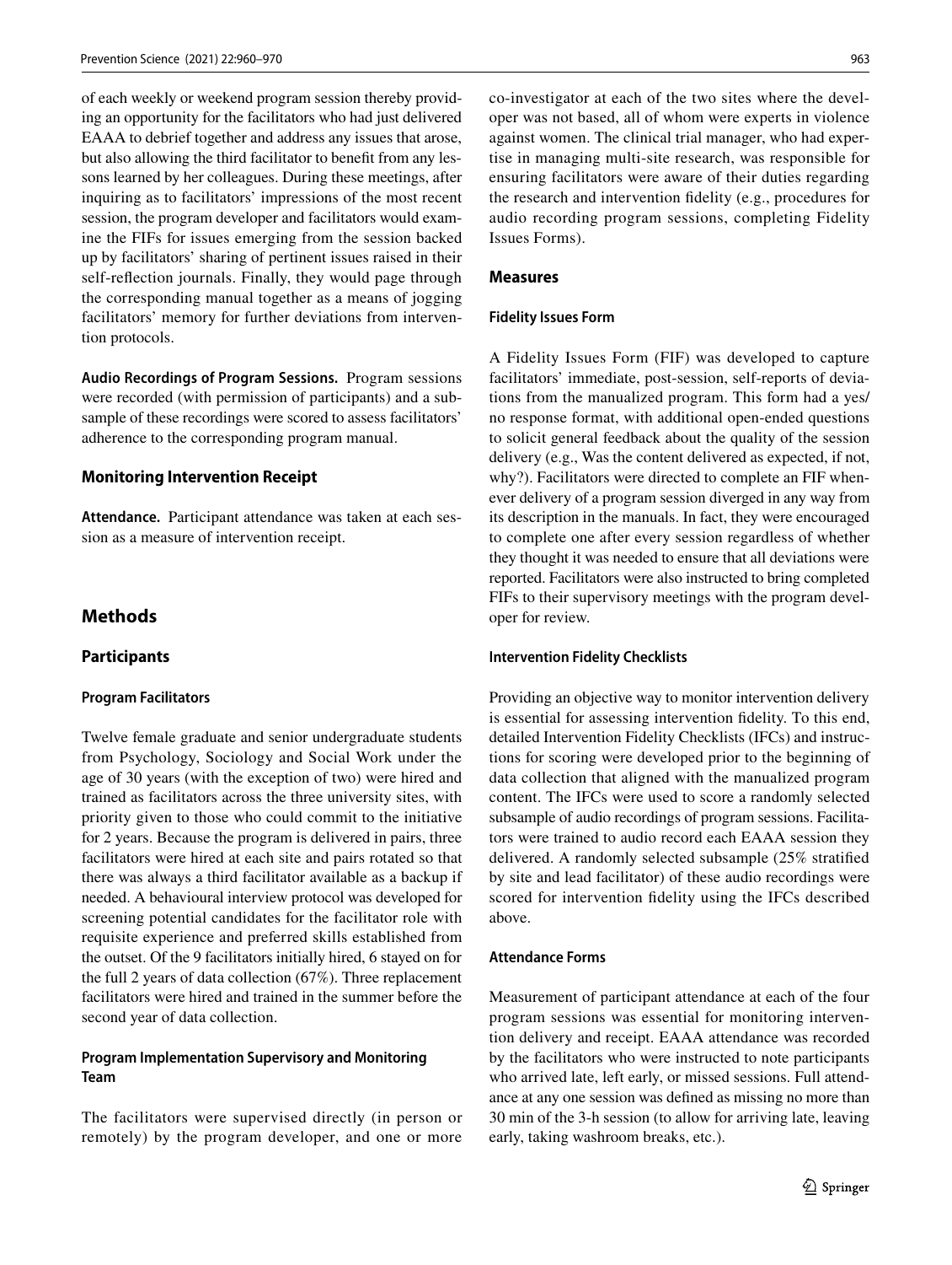of each weekly or weekend program session thereby providing an opportunity for the facilitators who had just delivered EAAA to debrief together and address any issues that arose, but also allowing the third facilitator to benefit from any lessons learned by her colleagues. During these meetings, after inquiring as to facilitators' impressions of the most recent session, the program developer and facilitators would examine the FIFs for issues emerging from the session backed up by facilitators' sharing of pertinent issues raised in their self-reflection journals. Finally, they would page through the corresponding manual together as a means of jogging facilitators' memory for further deviations from intervention protocols.

**Audio Recordings of Program Sessions.** Program sessions were recorded (with permission of participants) and a subsample of these recordings were scored to assess facilitators' adherence to the corresponding program manual.

### Monitoring Intervention Receipt

**Attendance.** Participant attendance was taken at each session as a measure of intervention receipt.

## Methods

### Participants

#### Program Facilitators

Twelve female graduate and senior undergraduate students from Psychology, Sociology and Social Work under the age of 30 years (with the exception of two) were hired and trained as facilitators across the three university sites, with priority given to those who could commit to the initiative for 2 years. Because the program is delivered in pairs, three facilitators were hired at each site and pairs rotated so that there was always a third facilitator available as a backup if needed. A behavioural interview protocol was developed for screening potential candidates for the facilitator role with requisite experience and preferred skills established from the outset. Of the 9 facilitators initially hired, 6 stayed on for the full 2 years of data collection (67%). Three replacement facilitators were hired and trained in the summer before the second year of data collection.

#### Program Implementation Supervisory and Monitoring Team

The facilitators were supervised directly (in person or remotely) by the program developer, and one or more co-investigator at each of the two sites where the developer was not based, all of whom were experts in violence against women. The clinical trial manager, who had expertise in managing multi-site research, was responsible for ensuring facilitators were aware of their duties regarding the research and intervention fidelity (e.g., procedures for audio recording program sessions, completing Fidelity Issues Forms).

### Measures

#### Fidelity Issues Form

A Fidelity Issues Form (FIF) was developed to capture facilitators' immediate, post-session, self-reports of deviations from the manualized program. This form had a yes/no response format, with additional open-ended questions to solicit general feedback about the quality of the session delivery (e.g., Was the content delivered as expected, if not, why?). Facilitators were directed to complete an FIF whenever delivery of a program session diverged in any way from its description in the manuals. In fact, they were encouraged to complete one after every session regardless of whether they thought it was needed to ensure that all deviations were reported. Facilitators were also instructed to bring completed FIFs to their supervisory meetings with the program developer for review.

#### Intervention Fidelity Checklists

Providing an objective way to monitor intervention delivery is essential for assessing intervention fidelity. To this end, detailed Intervention Fidelity Checklists (IFCs) and instructions for scoring were developed prior to the beginning of data collection that aligned with the manualized program content. The IFCs were used to score a randomly selected subsample of audio recordings of program sessions. Facilitators were trained to audio record each EAAA session they delivered. A randomly selected subsample (25% stratified by site and lead facilitator) of these audio recordings were scored for intervention fidelity using the IFCs described above.

#### Attendance Forms

Measurement of participant attendance at each of the four program sessions was essential for monitoring intervention delivery and receipt. EAAA attendance was recorded by the facilitators who were instructed to note participants who arrived late, left early, or missed sessions. Full attendance at any one session was defined as missing no more than 30 min of the 3-h session (to allow for arriving late, leaving early, taking washroom breaks, etc.).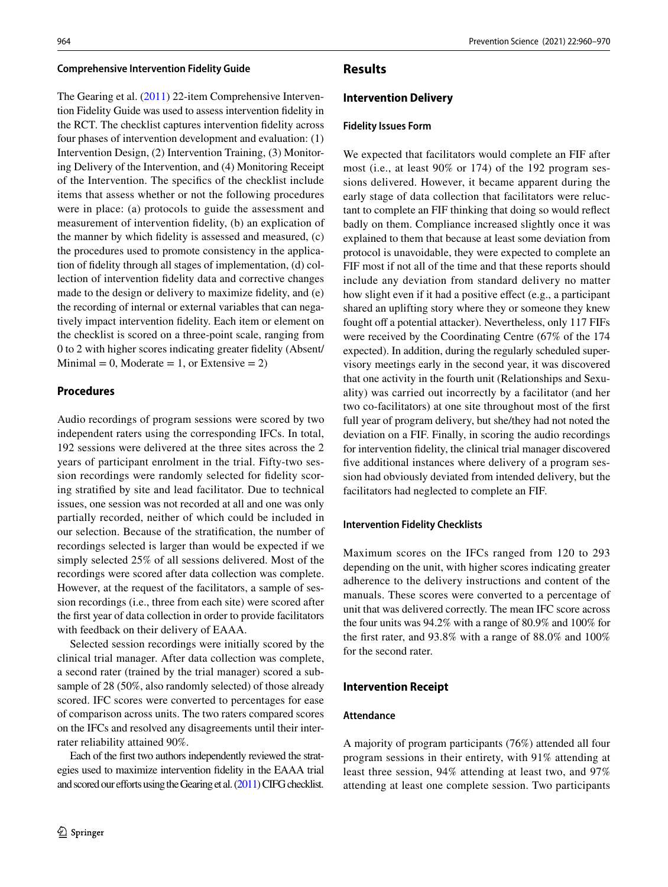### Comprehensive Intervention Fidelity Guide

The Gearing et al. (2011) 22-item Comprehensive Intervention Fidelity Guide was used to assess intervention fidelity in the RCT. The checklist captures intervention fidelity across four phases of intervention development and evaluation: (1) Intervention Design, (2) Intervention Training, (3) Monitoring Delivery of the Intervention, and (4) Monitoring Receipt of the Intervention. The specifics of the checklist include items that assess whether or not the following procedures were in place: (a) protocols to guide the assessment and measurement of intervention fidelity, (b) an explication of the manner by which fidelity is assessed and measured, (c) the procedures used to promote consistency in the application of fidelity through all stages of implementation, (d) collection of intervention fidelity data and corrective changes made to the design or delivery to maximize fidelity, and (e) the recording of internal or external variables that can negatively impact intervention fidelity. Each item or element on the checklist is scored on a three-point scale, ranging from 0 to 2 with higher scores indicating greater fidelity (Absent/Minimal = 0, Moderate = 1, or Extensive = 2)

## Procedures

Audio recordings of program sessions were scored by two independent raters using the corresponding IFCs. In total, 192 sessions were delivered at the three sites across the 2 years of participant enrolment in the trial. Fifty-two session recordings were randomly selected for fidelity scoring stratified by site and lead facilitator. Due to technical issues, one session was not recorded at all and one was only partially recorded, neither of which could be included in our selection. Because of the stratification, the number of recordings selected is larger than would be expected if we simply selected 25% of all sessions delivered. Most of the recordings were scored after data collection was complete. However, at the request of the facilitators, a sample of session recordings (i.e., three from each site) were scored after the first year of data collection in order to provide facilitators with feedback on their delivery of EAAA.

Selected session recordings were initially scored by the clinical trial manager. After data collection was complete, a second rater (trained by the trial manager) scored a subsample of 28 (50%, also randomly selected) of those already scored. IFC scores were converted to percentages for ease of comparison across units. The two raters compared scores on the IFCs and resolved any disagreements until their interrater reliability attained 90%.

Each of the first two authors independently reviewed the strategies used to maximize intervention fidelity in the EAAA trial and scored our efforts using the Gearing et al. (2011) CIFG checklist.

## Results

### Intervention Delivery

#### Fidelity Issues Form

We expected that facilitators would complete an FIF after most (i.e., at least 90% or 174) of the 192 program sessions delivered. However, it became apparent during the early stage of data collection that facilitators were reluctant to complete an FIF thinking that doing so would reflect badly on them. Compliance increased slightly once it was explained to them that because at least some deviation from protocol is unavoidable, they were expected to complete an FIF most if not all of the time and that these reports should include any deviation from standard delivery no matter how slight even if it had a positive effect (e.g., a participant shared an uplifting story where they or someone they knew fought off a potential attacker). Nevertheless, only 117 FIFs were received by the Coordinating Centre (67% of the 174 expected). In addition, during the regularly scheduled supervisory meetings early in the second year, it was discovered that one activity in the fourth unit (Relationships and Sexuality) was carried out incorrectly by a facilitator (and her two co-facilitators) at one site throughout most of the first full year of program delivery, but she/they had not noted the deviation on a FIF. Finally, in scoring the audio recordings for intervention fidelity, the clinical trial manager discovered five additional instances where delivery of a program session had obviously deviated from intended delivery, but the facilitators had neglected to complete an FIF.

#### Intervention Fidelity Checklists

Maximum scores on the IFCs ranged from 120 to 293 depending on the unit, with higher scores indicating greater adherence to the delivery instructions and content of the manuals. These scores were converted to a percentage of unit that was delivered correctly. The mean IFC score across the four units was 94.2% with a range of 80.9% and 100% for the first rater, and 93.8% with a range of 88.0% and 100% for the second rater.

### Intervention Receipt

#### Attendance

A majority of program participants (76%) attended all four program sessions in their entirety, with 91% attending at least three session, 94% attending at least two, and 97% attending at least one complete session. Two participants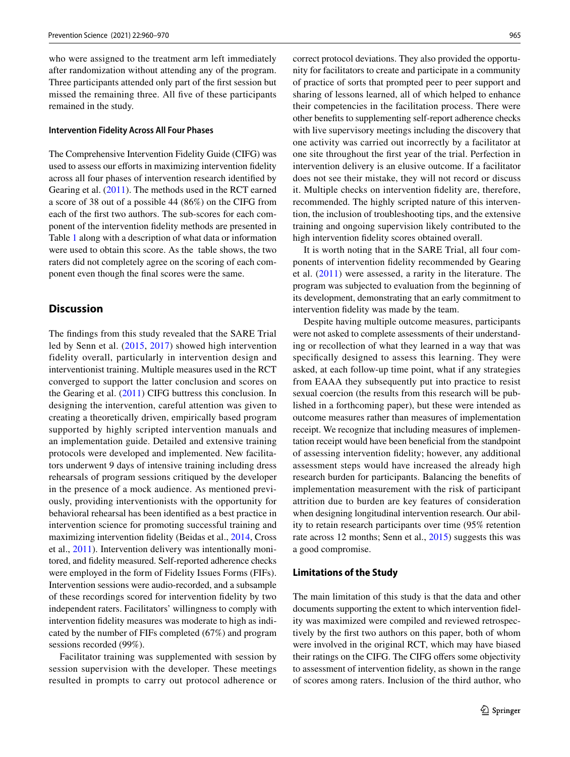who were assigned to the treatment arm left immediately after randomization without attending any of the program. Three participants attended only part of the first session but missed the remaining three. All five of these participants remained in the study.

### Intervention Fidelity Across All Four Phases

The Comprehensive Intervention Fidelity Guide (CIFG) was used to assess our efforts in maximizing intervention fidelity across all four phases of intervention research identified by Gearing et al. (2011). The methods used in the RCT earned a score of 38 out of a possible 44 (86%) on the CIFG from each of the first two authors. The sub-scores for each component of the intervention fidelity methods are presented in Table 1 along with a description of what data or information were used to obtain this score. As the table shows, the two raters did not completely agree on the scoring of each component even though the final scores were the same.

## Discussion

The findings from this study revealed that the SARE Trial led by Senn et al. (2015, 2017) showed high intervention fidelity overall, particularly in intervention design and interventionist training. Multiple measures used in the RCT converged to support the latter conclusion and scores on the Gearing et al. (2011) CIFG buttress this conclusion. In designing the intervention, careful attention was given to creating a theoretically driven, empirically based program supported by highly scripted intervention manuals and an implementation guide. Detailed and extensive training protocols were developed and implemented. New facilitators underwent 9 days of intensive training including dress rehearsals of program sessions critiqued by the developer in the presence of a mock audience. As mentioned previously, providing interventionists with the opportunity for behavioral rehearsal has been identified as a best practice in intervention science for promoting successful training and maximizing intervention fidelity (Beidas et al., 2014, Cross et al., 2011). Intervention delivery was intentionally monitored, and fidelity measured. Self-reported adherence checks were employed in the form of Fidelity Issues Forms (FIFs). Intervention sessions were audio-recorded, and a subsample of these recordings scored for intervention fidelity by two independent raters. Facilitators' willingness to comply with intervention fidelity measures was moderate to high as indicated by the number of FIFs completed (67%) and program sessions recorded (99%).

Facilitator training was supplemented with session by session supervision with the developer. These meetings resulted in prompts to carry out protocol adherence or correct protocol deviations. They also provided the opportunity for facilitators to create and participate in a community of practice of sorts that prompted peer to peer support and sharing of lessons learned, all of which helped to enhance their competencies in the facilitation process. There were other benefits to supplementing self-report adherence checks with live supervisory meetings including the discovery that one activity was carried out incorrectly by a facilitator at one site throughout the first year of the trial. Perfection in intervention delivery is an elusive outcome. If a facilitator does not see their mistake, they will not record or discuss it. Multiple checks on intervention fidelity are, therefore, recommended. The highly scripted nature of this intervention, the inclusion of troubleshooting tips, and the extensive training and ongoing supervision likely contributed to the high intervention fidelity scores obtained overall.

It is worth noting that in the SARE Trial, all four components of intervention fidelity recommended by Gearing et al. (2011) were assessed, a rarity in the literature. The program was subjected to evaluation from the beginning of its development, demonstrating that an early commitment to intervention fidelity was made by the team.

Despite having multiple outcome measures, participants were not asked to complete assessments of their understanding or recollection of what they learned in a way that was specifically designed to assess this learning. They were asked, at each follow-up time point, what if any strategies from EAAA they subsequently put into practice to resist sexual coercion (the results from this research will be published in a forthcoming paper), but these were intended as outcome measures rather than measures of implementation receipt. We recognize that including measures of implementation receipt would have been beneficial from the standpoint of assessing intervention fidelity; however, any additional assessment steps would have increased the already high research burden for participants. Balancing the benefits of implementation measurement with the risk of participant attrition due to burden are key features of consideration when designing longitudinal intervention research. Our ability to retain research participants over time (95% retention rate across 12 months; Senn et al., 2015) suggests this was a good compromise.

### Limitations of the Study

The main limitation of this study is that the data and other documents supporting the extent to which intervention fidelity was maximized were compiled and reviewed retrospectively by the first two authors on this paper, both of whom were involved in the original RCT, which may have biased their ratings on the CIFG. The CIFG offers some objectivity to assessment of intervention fidelity, as shown in the range of scores among raters. Inclusion of the third author, who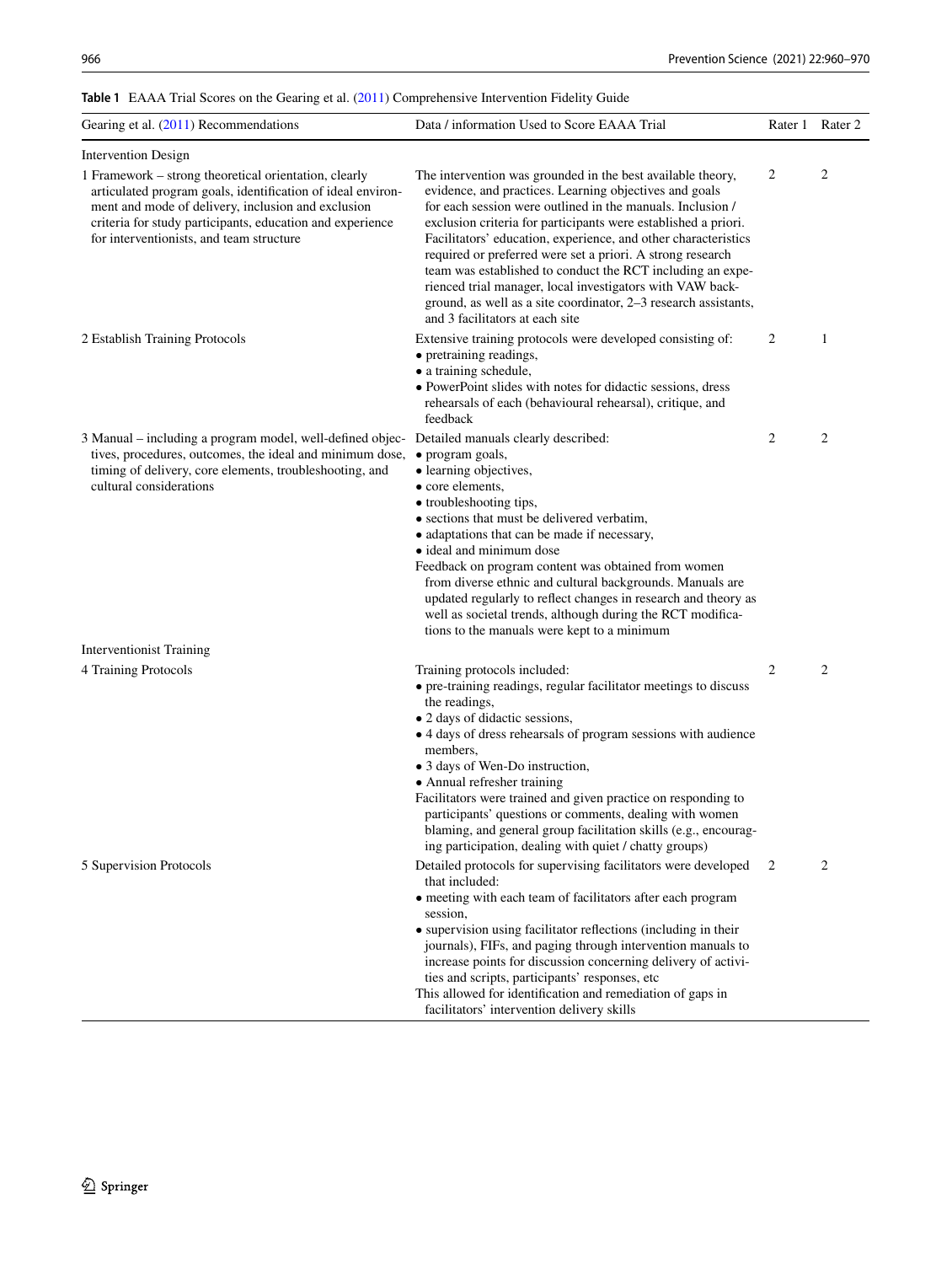**Table 1** EAAA Trial Scores on the Gearing et al. (2011) Comprehensive Intervention Fidelity Guide

| Gearing et al. (2011) Recommendations | Data / information Used to Score EAAA Trial | Rater 1 | Rater 2 |
|---|---|---|---|
| Intervention Design | | | |
| 1 Framework – strong theoretical orientation, clearly articulated program goals, identification of ideal environment and mode of delivery, inclusion and exclusion criteria for study participants, education and experience for interventionists, and team structure | The intervention was grounded in the best available theory, evidence, and practices. Learning objectives and goals for each session were outlined in the manuals. Inclusion / exclusion criteria for participants were established a priori. Facilitators' education, experience, and other characteristics required or preferred were set a priori. A strong research team was established to conduct the RCT including an experienced trial manager, local investigators with VAW background, as well as a site coordinator, 2–3 research assistants, and 3 facilitators at each site | 2 | 2 |
| 2 Establish Training Protocols | Extensive training protocols were developed consisting of:<br>• pretraining readings,<br>• a training schedule,<br>• PowerPoint slides with notes for didactic sessions, dress rehearsals of each (behavioural rehearsal), critique, and feedback | 2 | 1 |
| 3 Manual – including a program model, well-defined objectives, procedures, outcomes, the ideal and minimum dose, timing of delivery, core elements, troubleshooting, and cultural considerations | Detailed manuals clearly described:<br>• program goals,<br>• learning objectives,<br>• core elements,<br>• troubleshooting tips,<br>• sections that must be delivered verbatim,<br>• adaptations that can be made if necessary,<br>• ideal and minimum dose<br>Feedback on program content was obtained from women from diverse ethnic and cultural backgrounds. Manuals are updated regularly to reflect changes in research and theory as well as societal trends, although during the RCT modifications to the manuals were kept to a minimum | 2 | 2 |
| Interventionist Training | | | |
| 4 Training Protocols | Training protocols included:<br>• pre-training readings, regular facilitator meetings to discuss the readings,<br>• 2 days of didactic sessions,<br>• 4 days of dress rehearsals of program sessions with audience members,<br>• 3 days of Wen-Do instruction,<br>• Annual refresher training<br>Facilitators were trained and given practice on responding to participants' questions or comments, dealing with women blaming, and general group facilitation skills (e.g., encouraging participation, dealing with quiet / chatty groups) | 2 | 2 |
| 5 Supervision Protocols | Detailed protocols for supervising facilitators were developed that included:<br>• meeting with each team of facilitators after each program session,<br>• supervision using facilitator reflections (including in their journals), FIFs, and paging through intervention manuals to increase points for discussion concerning delivery of activities and scripts, participants' responses, etc<br>This allowed for identification and remediation of gaps in facilitators' intervention delivery skills | 2 | 2 |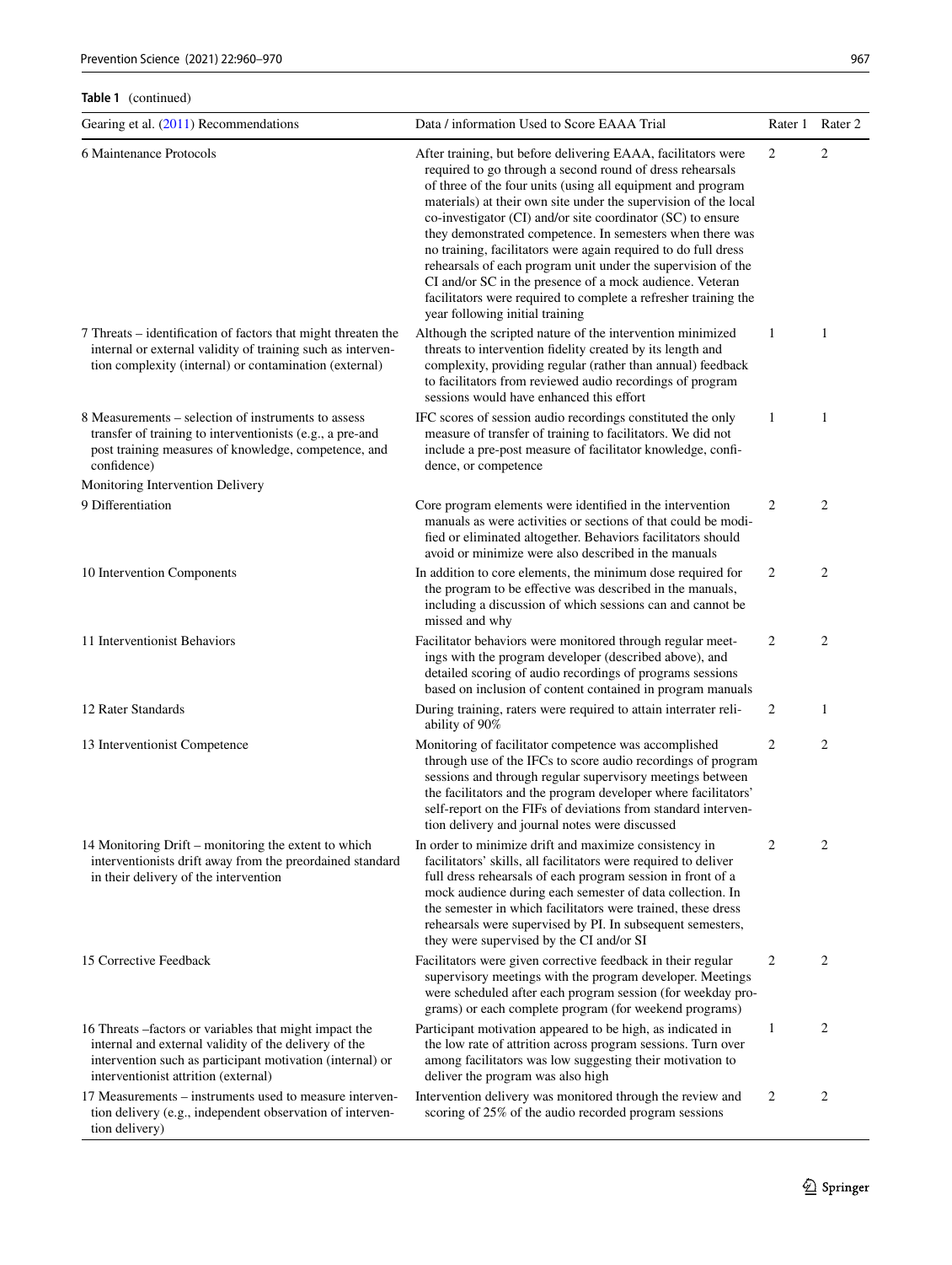**Table 1** (continued)

| Gearing et al. (2011) Recommendations | Data / information Used to Score EAAA Trial | Rater 1 | Rater 2 |
|---|---|---|---|
| 6 Maintenance Protocols | After training, but before delivering EAAA, facilitators were required to go through a second round of dress rehearsals of three of the four units (using all equipment and program materials) at their own site under the supervision of the local co-investigator (CI) and/or site coordinator (SC) to ensure they demonstrated competence. In semesters when there was no training, facilitators were again required to do full dress rehearsals of each program unit under the supervision of the CI and/or SC in the presence of a mock audience. Veteran facilitators were required to complete a refresher training the year following initial training | 2 | 2 |
| 7 Threats – identification of factors that might threaten the internal or external validity of training such as intervention complexity (internal) or contamination (external) | Although the scripted nature of the intervention minimized threats to intervention fidelity created by its length and complexity, providing regular (rather than annual) feedback to facilitators from reviewed audio recordings of program sessions would have enhanced this effort | 1 | 1 |
| 8 Measurements – selection of instruments to assess transfer of training to interventionists (e.g., a pre-and post training measures of knowledge, competence, and confidence) | IFC scores of session audio recordings constituted the only measure of transfer of training to facilitators. We did not include a pre-post measure of facilitator knowledge, confidence, or competence | 1 | 1 |
| Monitoring Intervention Delivery | | | |
| 9 Differentiation | Core program elements were identified in the intervention manuals as were activities or sections of that could be modified or eliminated altogether. Behaviors facilitators should avoid or minimize were also described in the manuals | 2 | 2 |
| 10 Intervention Components | In addition to core elements, the minimum dose required for the program to be effective was described in the manuals, including a discussion of which sessions can and cannot be missed and why | 2 | 2 |
| 11 Interventionist Behaviors | Facilitator behaviors were monitored through regular meetings with the program developer (described above), and detailed scoring of audio recordings of programs sessions based on inclusion of content contained in program manuals | 2 | 2 |
| 12 Rater Standards | During training, raters were required to attain interrater reliability of 90% | 2 | 1 |
| 13 Interventionist Competence | Monitoring of facilitator competence was accomplished through use of the IFCs to score audio recordings of program sessions and through regular supervisory meetings between the facilitators and the program developer where facilitators' self-report on the FIFs of deviations from standard intervention delivery and journal notes were discussed | 2 | 2 |
| 14 Monitoring Drift – monitoring the extent to which interventionists drift away from the preordained standard in their delivery of the intervention | In order to minimize drift and maximize consistency in facilitators' skills, all facilitators were required to deliver full dress rehearsals of each program session in front of a mock audience during each semester of data collection. In the semester in which facilitators were trained, these dress rehearsals were supervised by PI. In subsequent semesters, they were supervised by the CI and/or SI | 2 | 2 |
| 15 Corrective Feedback | Facilitators were given corrective feedback in their regular supervisory meetings with the program developer. Meetings were scheduled after each program session (for weekday programs) or each complete program (for weekend programs) | 2 | 2 |
| 16 Threats –factors or variables that might impact the internal and external validity of the delivery of the intervention such as participant motivation (internal) or interventionist attrition (external) | Participant motivation appeared to be high, as indicated in the low rate of attrition across program sessions. Turn over among facilitators was low suggesting their motivation to deliver the program was also high | 1 | 2 |
| 17 Measurements – instruments used to measure intervention delivery (e.g., independent observation of intervention delivery) | Intervention delivery was monitored through the review and scoring of 25% of the audio recorded program sessions | 2 | 2 |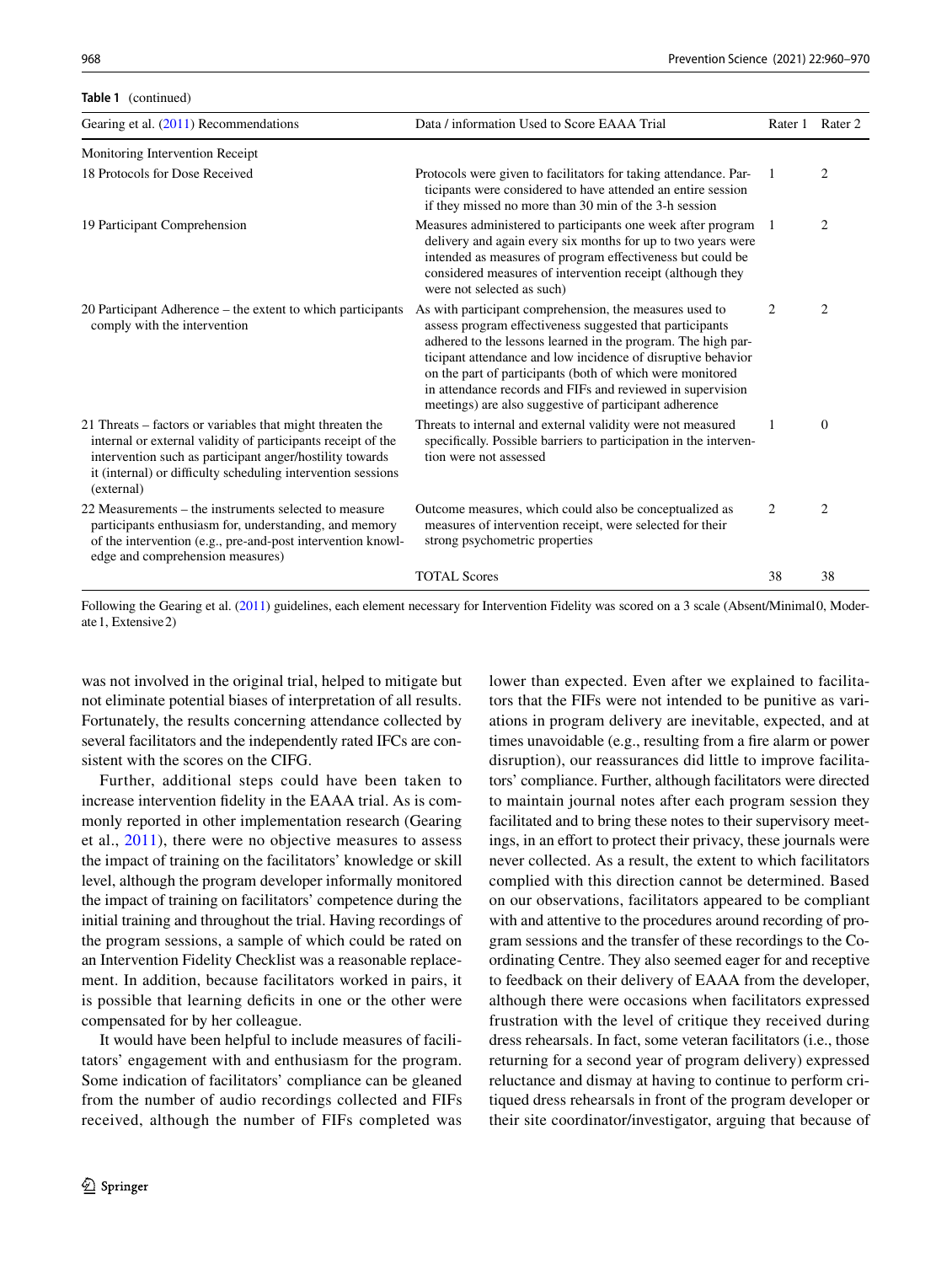**Table 1** (continued)

| Gearing et al. (2011) Recommendations | Data / information Used to Score EAAA Trial | Rater 1 | Rater 2 |
|---|---|---|---|
| Monitoring Intervention Receipt | | | |
| 18 Protocols for Dose Received | Protocols were given to facilitators for taking attendance. Participants were considered to have attended an entire session if they missed no more than 30 min of the 3-h session | 1 | 2 |
| 19 Participant Comprehension | Measures administered to participants one week after program delivery and again every six months for up to two years were intended as measures of program effectiveness but could be considered measures of intervention receipt (although they were not selected as such) | 1 | 2 |
| 20 Participant Adherence – the extent to which participants comply with the intervention | As with participant comprehension, the measures used to assess program effectiveness suggested that participants adhered to the lessons learned in the program. The high participant attendance and low incidence of disruptive behavior on the part of participants (both of which were monitored in attendance records and FIFs and reviewed in supervision meetings) are also suggestive of participant adherence | 2 | 2 |
| 21 Threats – factors or variables that might threaten the internal or external validity of participants receipt of the intervention such as participant anger/hostility towards it (internal) or difficulty scheduling intervention sessions (external) | Threats to internal and external validity were not measured specifically. Possible barriers to participation in the intervention were not assessed | 1 | 0 |
| 22 Measurements – the instruments selected to measure participants enthusiasm for, understanding, and memory of the intervention (e.g., pre-and-post intervention knowledge and comprehension measures) | Outcome measures, which could also be conceptualized as measures of intervention receipt, were selected for their strong psychometric properties | 2 | 2 |
| | TOTAL Scores | 38 | 38 |

Following the Gearing et al. (2011) guidelines, each element necessary for Intervention Fidelity was scored on a 3 scale (Absent/Minimal 0, Moderate 1, Extensive 2)

was not involved in the original trial, helped to mitigate but not eliminate potential biases of interpretation of all results. Fortunately, the results concerning attendance collected by several facilitators and the independently rated IFCs are consistent with the scores on the CIFG.

Further, additional steps could have been taken to increase intervention fidelity in the EAAA trial. As is commonly reported in other implementation research (Gearing et al., 2011), there were no objective measures to assess the impact of training on the facilitators' knowledge or skill level, although the program developer informally monitored the impact of training on facilitators' competence during the initial training and throughout the trial. Having recordings of the program sessions, a sample of which could be rated on an Intervention Fidelity Checklist was a reasonable replacement. In addition, because facilitators worked in pairs, it is possible that learning deficits in one or the other were compensated for by her colleague.

It would have been helpful to include measures of facilitators' engagement with and enthusiasm for the program. Some indication of facilitators' compliance can be gleaned from the number of audio recordings collected and FIFs received, although the number of FIFs completed was lower than expected. Even after we explained to facilitators that the FIFs were not intended to be punitive as variations in program delivery are inevitable, expected, and at times unavoidable (e.g., resulting from a fire alarm or power disruption), our reassurances did little to improve facilitators' compliance. Further, although facilitators were directed to maintain journal notes after each program session they facilitated and to bring these notes to their supervisory meetings, in an effort to protect their privacy, these journals were never collected. As a result, the extent to which facilitators complied with this direction cannot be determined. Based on our observations, facilitators appeared to be compliant with and attentive to the procedures around recording of program sessions and the transfer of these recordings to the Co-ordinating Centre. They also seemed eager for and receptive to feedback on their delivery of EAAA from the developer, although there were occasions when facilitators expressed frustration with the level of critique they received during dress rehearsals. In fact, some veteran facilitators (i.e., those returning for a second year of program delivery) expressed reluctance and dismay at having to continue to perform critiqued dress rehearsals in front of the program developer or their site coordinator/investigator, arguing that because of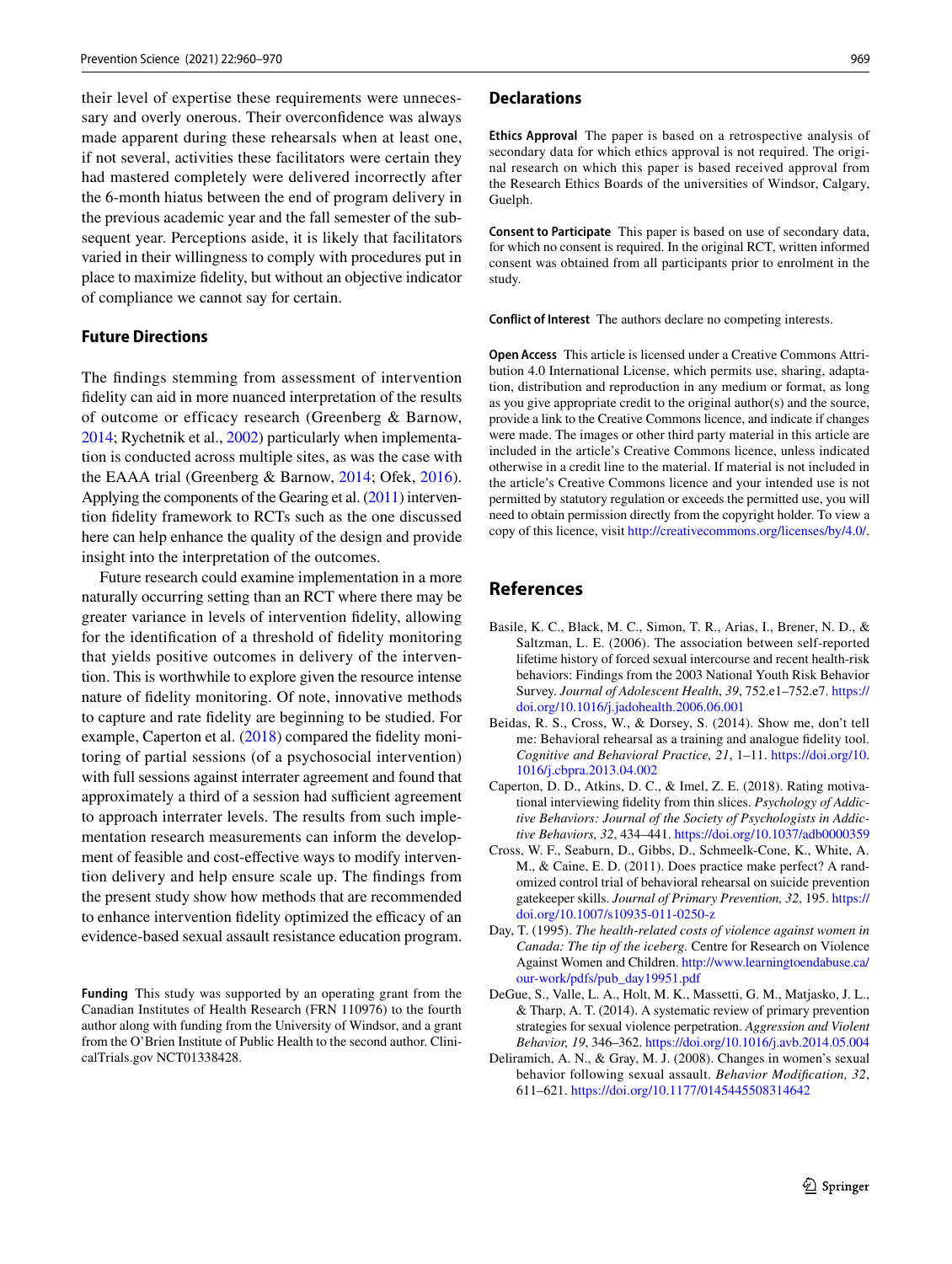their level of expertise these requirements were unnecessary and overly onerous. Their overconfidence was always made apparent during these rehearsals when at least one, if not several, activities these facilitators were certain they had mastered completely were delivered incorrectly after the 6-month hiatus between the end of program delivery in the previous academic year and the fall semester of the subsequent year. Perceptions aside, it is likely that facilitators varied in their willingness to comply with procedures put in place to maximize fidelity, but without an objective indicator of compliance we cannot say for certain.

## Future Directions

The findings stemming from assessment of intervention fidelity can aid in more nuanced interpretation of the results of outcome or efficacy research (Greenberg & Barnow, 2014; Rychetnik et al., 2002) particularly when implementation is conducted across multiple sites, as was the case with the EAAA trial (Greenberg & Barnow, 2014; Ofek, 2016). Applying the components of the Gearing et al. (2011) intervention fidelity framework to RCTs such as the one discussed here can help enhance the quality of the design and provide insight into the interpretation of the outcomes.

Future research could examine implementation in a more naturally occurring setting than an RCT where there may be greater variance in levels of intervention fidelity, allowing for the identification of a threshold of fidelity monitoring that yields positive outcomes in delivery of the intervention. This is worthwhile to explore given the resource intense nature of fidelity monitoring. Of note, innovative methods to capture and rate fidelity are beginning to be studied. For example, Caperton et al. (2018) compared the fidelity monitoring of partial sessions (of a psychosocial intervention) with full sessions against interrater agreement and found that approximately a third of a session had sufficient agreement to approach interrater levels. The results from such implementation research measurements can inform the development of feasible and cost-effective ways to modify intervention delivery and help ensure scale up. The findings from the present study show how methods that are recommended to enhance intervention fidelity optimized the efficacy of an evidence-based sexual assault resistance education program.

**Funding** This study was supported by an operating grant from the Canadian Institutes of Health Research (FRN 110976) to the fourth author along with funding from the University of Windsor, and a grant from the O'Brien Institute of Public Health to the second author. ClinicalTrials.gov NCT01338428.

## Declarations

**Ethics Approval** The paper is based on a retrospective analysis of secondary data for which ethics approval is not required. The original research on which this paper is based received approval from the Research Ethics Boards of the universities of Windsor, Calgary, Guelph.

**Consent to Participate** This paper is based on use of secondary data, for which no consent is required. In the original RCT, written informed consent was obtained from all participants prior to enrolment in the study.

**Conflict of Interest** The authors declare no competing interests.

**Open Access** This article is licensed under a Creative Commons Attribution 4.0 International License, which permits use, sharing, adaptation, distribution and reproduction in any medium or format, as long as you give appropriate credit to the original author(s) and the source, provide a link to the Creative Commons licence, and indicate if changes were made. The images or other third party material in this article are included in the article's Creative Commons licence, unless indicated otherwise in a credit line to the material. If material is not included in the article's Creative Commons licence and your intended use is not permitted by statutory regulation or exceeds the permitted use, you will need to obtain permission directly from the copyright holder. To view a copy of this licence, visit http://creativecommons.org/licenses/by/4.0/.

## References

Basile, K. C., Black, M. C., Simon, T. R., Arias, I., Brener, N. D., & Saltzman, L. E. (2006). The association between self-reported lifetime history of forced sexual intercourse and recent health-risk behaviors: Findings from the 2003 National Youth Risk Behavior Survey. *Journal of Adolescent Health, 39*, 752.e1–752.e7. https://doi.org/10.1016/j.jadohealth.2006.06.001

Beidas, R. S., Cross, W., & Dorsey, S. (2014). Show me, don't tell me: Behavioral rehearsal as a training and analogue fidelity tool. *Cognitive and Behavioral Practice, 21*, 1–11. https://doi.org/10.1016/j.cbpra.2013.04.002

Caperton, D. D., Atkins, D. C., & Imel, Z. E. (2018). Rating motivational interviewing fidelity from thin slices. *Psychology of Addictive Behaviors: Journal of the Society of Psychologists in Addictive Behaviors, 32*, 434–441. https://doi.org/10.1037/adb0000359

Cross, W. F., Seaburn, D., Gibbs, D., Schmeelk-Cone, K., White, A. M., & Caine, E. D. (2011). Does practice make perfect? A randomized control trial of behavioral rehearsal on suicide prevention gatekeeper skills. *Journal of Primary Prevention, 32*, 195. https://doi.org/10.1007/s10935-011-0250-z

Day, T. (1995). *The health-related costs of violence against women in Canada: The tip of the iceberg.* Centre for Research on Violence Against Women and Children. http://www.learningtoendabuse.ca/our-work/pdfs/pub_day19951.pdf

DeGue, S., Valle, L. A., Holt, M. K., Massetti, G. M., Matjasko, J. L., & Tharp, A. T. (2014). A systematic review of primary prevention strategies for sexual violence perpetration. *Aggression and Violent Behavior, 19*, 346–362. https://doi.org/10.1016/j.avb.2014.05.004

Deliramich, A. N., & Gray, M. J. (2008). Changes in women's sexual behavior following sexual assault. *Behavior Modification, 32*, 611–621. https://doi.org/10.1177/0145445508314642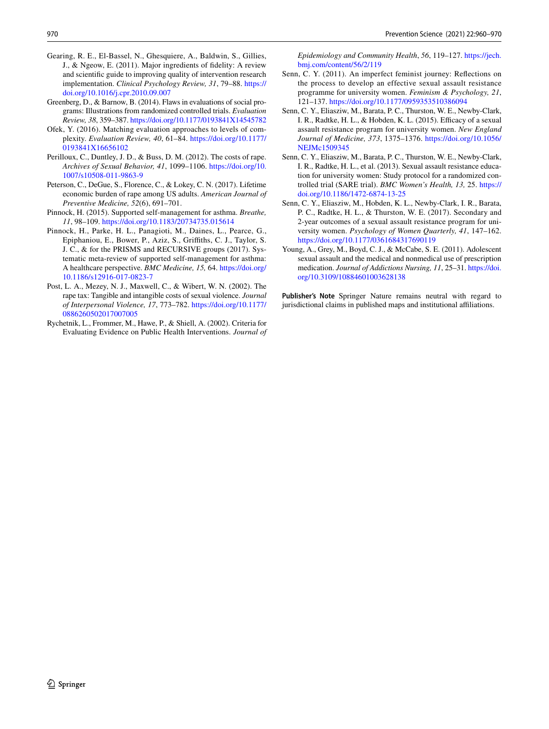Gearing, R. E., El-Bassel, N., Ghesquiere, A., Baldwin, S., Gillies, J., & Ngeow, E. (2011). Major ingredients of fidelity: A review and scientific guide to improving quality of intervention research implementation. *Clinical Psychology Review, 31*, 79–88. https://doi.org/10.1016/j.cpr.2010.09.007

Greenberg, D., & Barnow, B. (2014). Flaws in evaluations of social programs: Illustrations from randomized controlled trials. *Evaluation Review, 38*, 359–387. https://doi.org/10.1177/0193841X14545782

Ofek, Y. (2016). Matching evaluation approaches to levels of complexity. *Evaluation Review, 40*, 61–84. https://doi.org/10.1177/0193841X16656102

Perilloux, C., Duntley, J. D., & Buss, D. M. (2012). The costs of rape. *Archives of Sexual Behavior, 41*, 1099–1106. https://doi.org/10.1007/s10508-011-9863-9

Peterson, C., DeGue, S., Florence, C., & Lokey, C. N. (2017). Lifetime economic burden of rape among US adults. *American Journal of Preventive Medicine, 52*(6), 691–701.

Pinnock, H. (2015). Supported self-management for asthma. *Breathe, 11*, 98–109. https://doi.org/10.1183/20734735.015614

Pinnock, H., Parke, H. L., Panagioti, M., Daines, L., Pearce, G., Epiphaniou, E., Bower, P., Aziz, S., Griffiths, C. J., Taylor, S. J. C., & for the PRISMS and RECURSIVE groups (2017). Systematic meta-review of supported self-management for asthma: A healthcare perspective. *BMC Medicine, 15,* 64. https://doi.org/10.1186/s12916-017-0823-7

Post, L. A., Mezey, N. J., Maxwell, C., & Wibert, W. N. (2002). The rape tax: Tangible and intangible costs of sexual violence. *Journal of Interpersonal Violence, 17*, 773–782. https://doi.org/10.1177/0886260502017007005

Rychetnik, L., Frommer, M., Hawe, P., & Shiell, A. (2002). Criteria for Evaluating Evidence on Public Health Interventions. *Journal of Epidemiology and Community Health, 56*, 119–127. https://jech.bmj.com/content/56/2/119

Senn, C. Y. (2011). An imperfect feminist journey: Reflections on the process to develop an effective sexual assault resistance programme for university women. *Feminism & Psychology, 21*, 121–137. https://doi.org/10.1177/0959353510386094

Senn, C. Y., Eliasziw, M., Barata, P. C., Thurston, W. E., Newby-Clark, I. R., Radtke, H. L., & Hobden, K. L. (2015). Efficacy of a sexual assault resistance program for university women. *New England Journal of Medicine, 373*, 1375–1376. https://doi.org/10.1056/NEJMc1509345

Senn, C. Y., Eliasziw, M., Barata, P. C., Thurston, W. E., Newby-Clark, I. R., Radtke, H. L., et al. (2013). Sexual assault resistance education for university women: Study protocol for a randomized controlled trial (SARE trial). *BMC Women's Health, 13,* 25. https://doi.org/10.1186/1472-6874-13-25

Senn, C. Y., Eliasziw, M., Hobden, K. L., Newby-Clark, I. R., Barata, P. C., Radtke, H. L., & Thurston, W. E. (2017). Secondary and 2-year outcomes of a sexual assault resistance program for university women. *Psychology of Women Quarterly, 41*, 147–162. https://doi.org/10.1177/0361684317690119

Young, A., Grey, M., Boyd, C. J., & McCabe, S. E. (2011). Adolescent sexual assault and the medical and nonmedical use of prescription medication. *Journal of Addictions Nursing, 11*, 25–31. https://doi.org/10.3109/10884601003628138

**Publisher's Note** Springer Nature remains neutral with regard to jurisdictional claims in published maps and institutional affiliations.